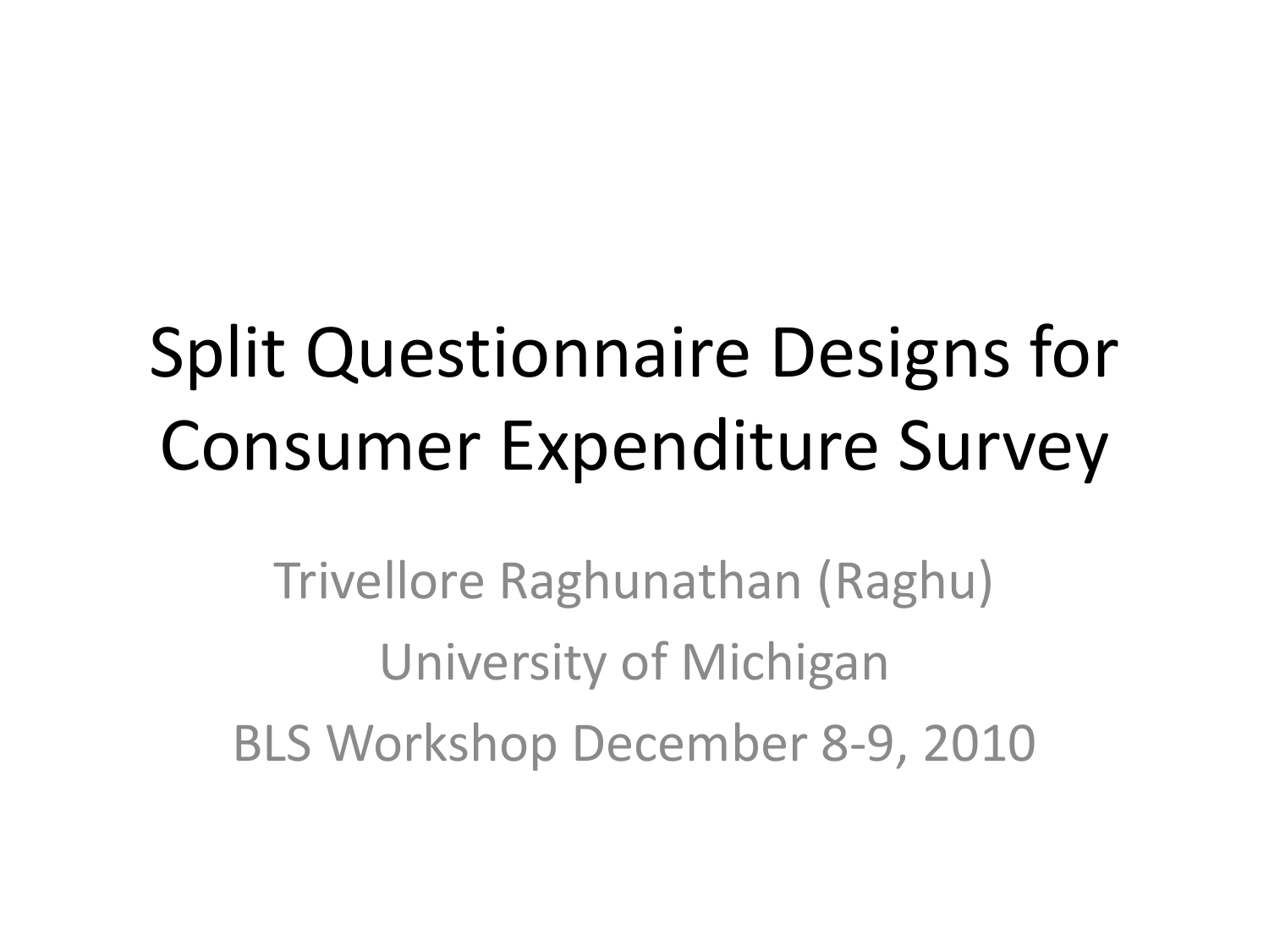# Split Questionnaire Designs for Consumer Expenditure Survey

Trivellore Raghunathan (Raghu)

University of Michigan

BLS Workshop December 8-9, 2010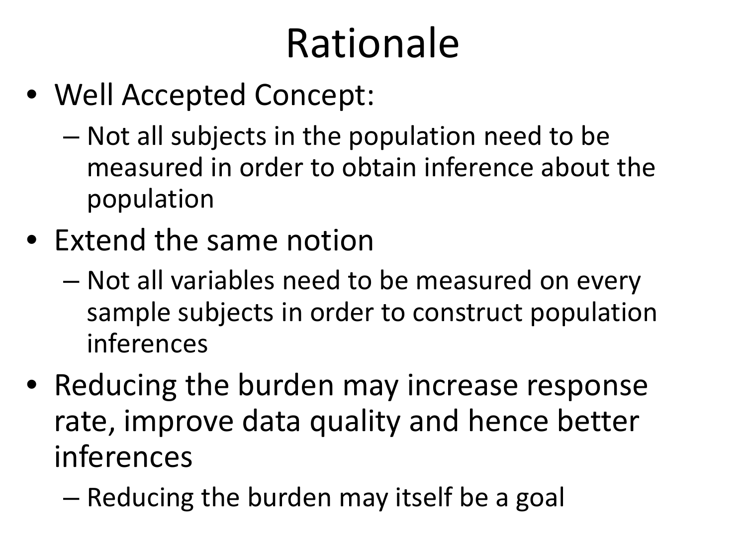# Rationale

- Well Accepted Concept:
  - Not all subjects in the population need to be measured in order to obtain inference about the population
- Extend the same notion
  - Not all variables need to be measured on every sample subjects in order to construct population inferences
- Reducing the burden may increase response rate, improve data quality and hence better inferences
  - Reducing the burden may itself be a goal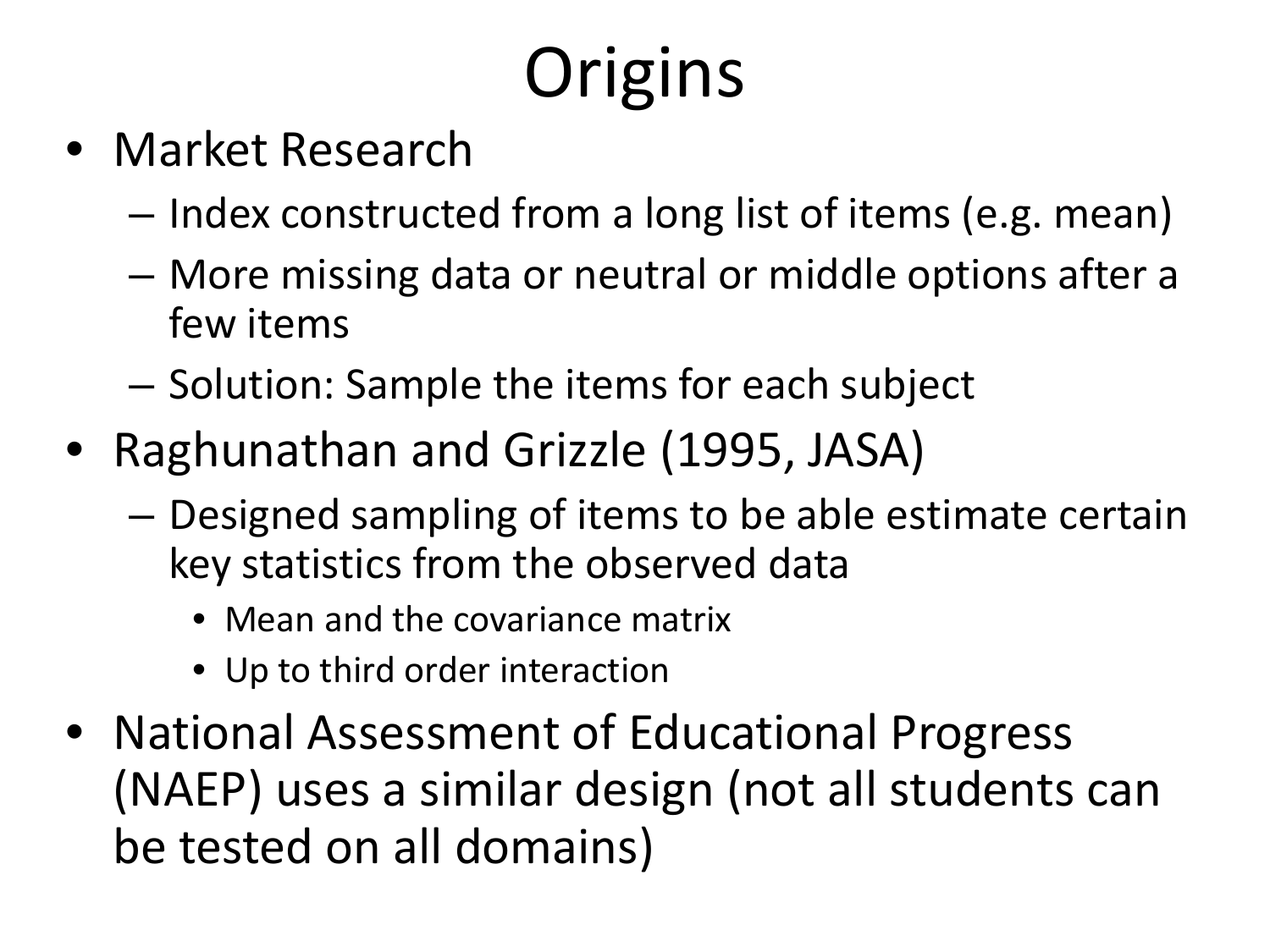# Origins

- Market Research
  - Index constructed from a long list of items (e.g. mean)
  - More missing data or neutral or middle options after a few items
  - Solution: Sample the items for each subject
- Raghunathan and Grizzle (1995, JASA)
  - Designed sampling of items to be able estimate certain key statistics from the observed data
    - Mean and the covariance matrix
    - Up to third order interaction
- National Assessment of Educational Progress (NAEP) uses a similar design (not all students can be tested on all domains)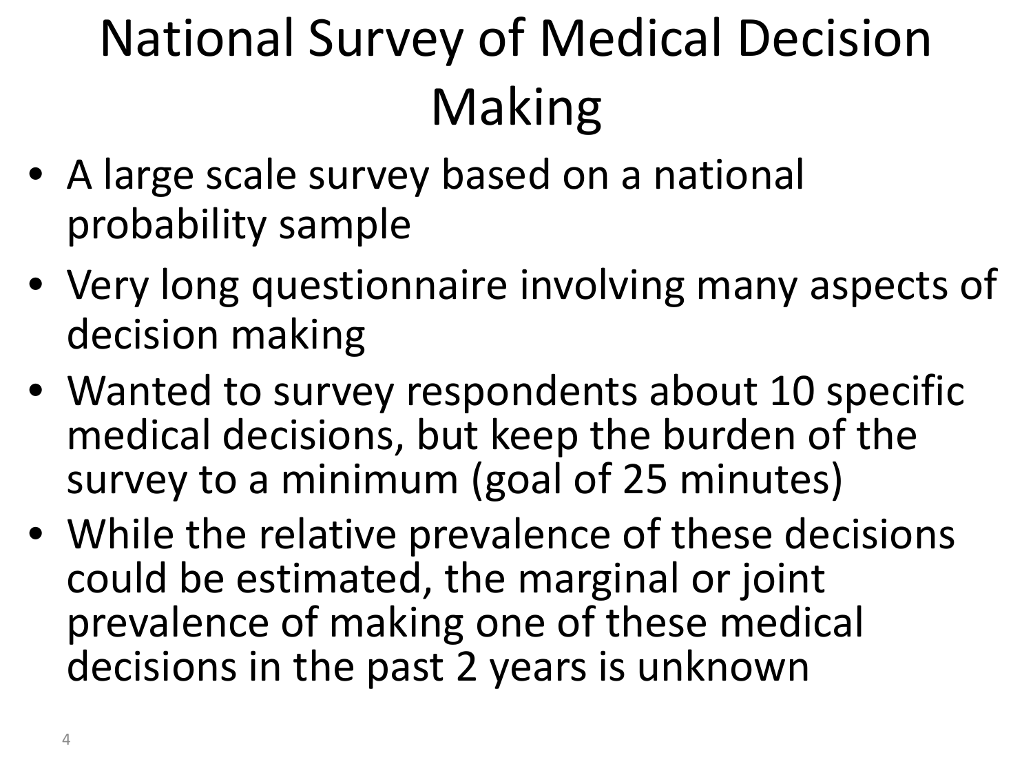# National Survey of Medical Decision Making

- A large scale survey based on a national probability sample
- Very long questionnaire involving many aspects of decision making
- Wanted to survey respondents about 10 specific medical decisions, but keep the burden of the survey to a minimum (goal of 25 minutes)
- While the relative prevalence of these decisions could be estimated, the marginal or joint prevalence of making one of these medical decisions in the past 2 years is unknown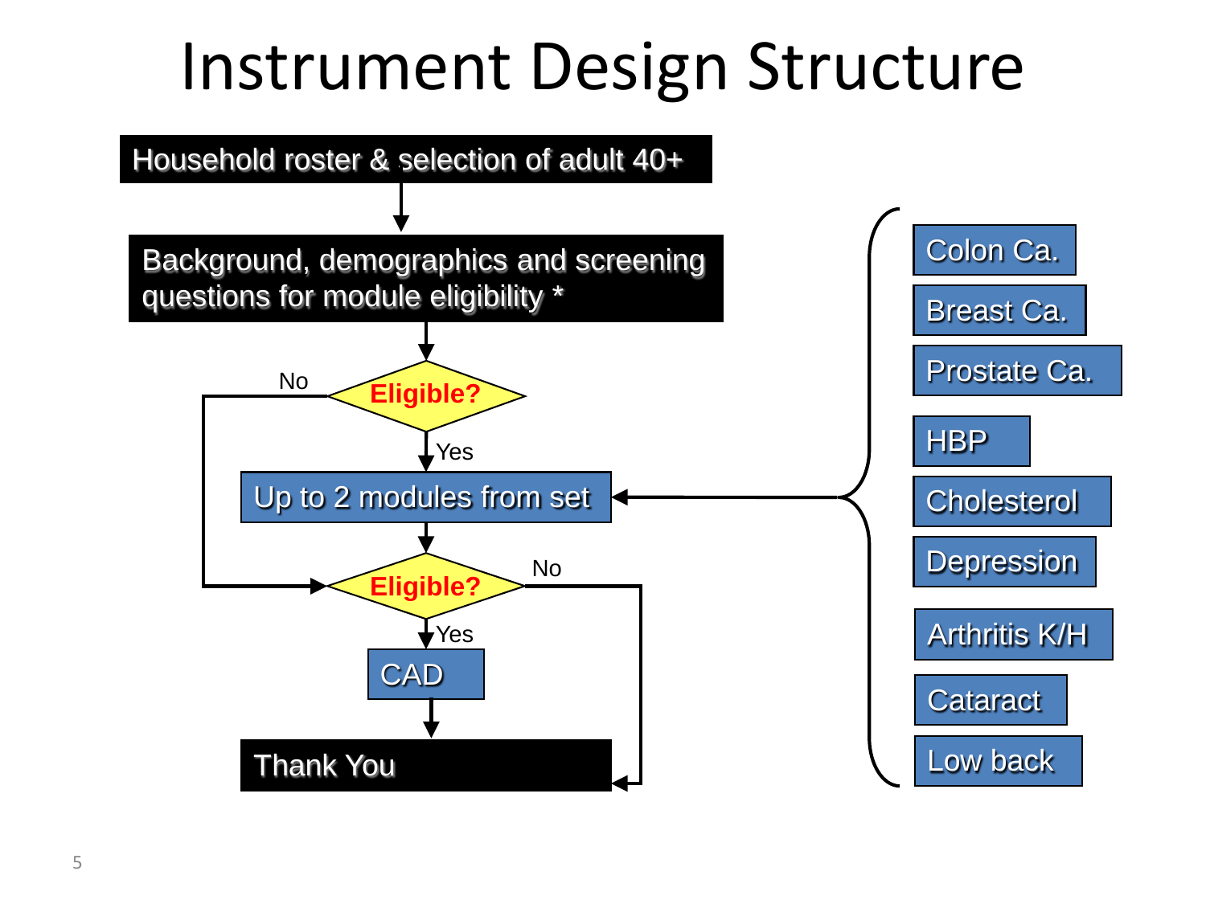# Instrument Design Structure

Household roster & selection of adult 40+

Background, demographics and screening questions for module eligibility *

Eligible?

No

Yes

Up to 2 modules from set

Eligible?

No

Yes

CAD

Thank You

- Colon Ca.
- Breast Ca.
- Prostate Ca.
- HBP
- Cholesterol
- Depression
- Arthritis K/H
- Cataract
- Low back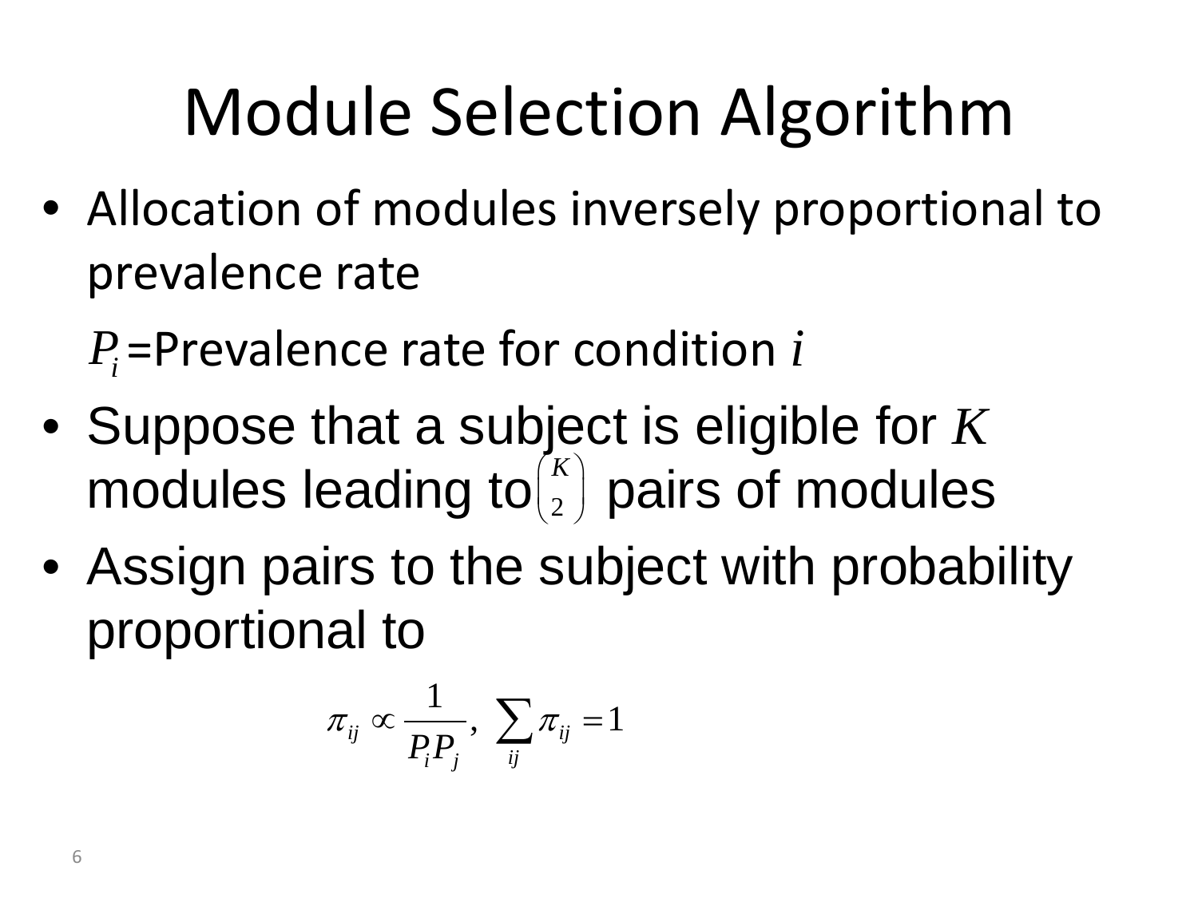# Module Selection Algorithm

- Allocation of modules inversely proportional to prevalence rate

  $P_i$ =Prevalence rate for condition $i$

- Suppose that a subject is eligible for $K$ modules leading to $\binom{K}{2}$ pairs of modules
- Assign pairs to the subject with probability proportional to

$$\pi_{ij} \propto \frac{1}{P_i P_j}, \ \sum_{ij} \pi_{ij} = 1$$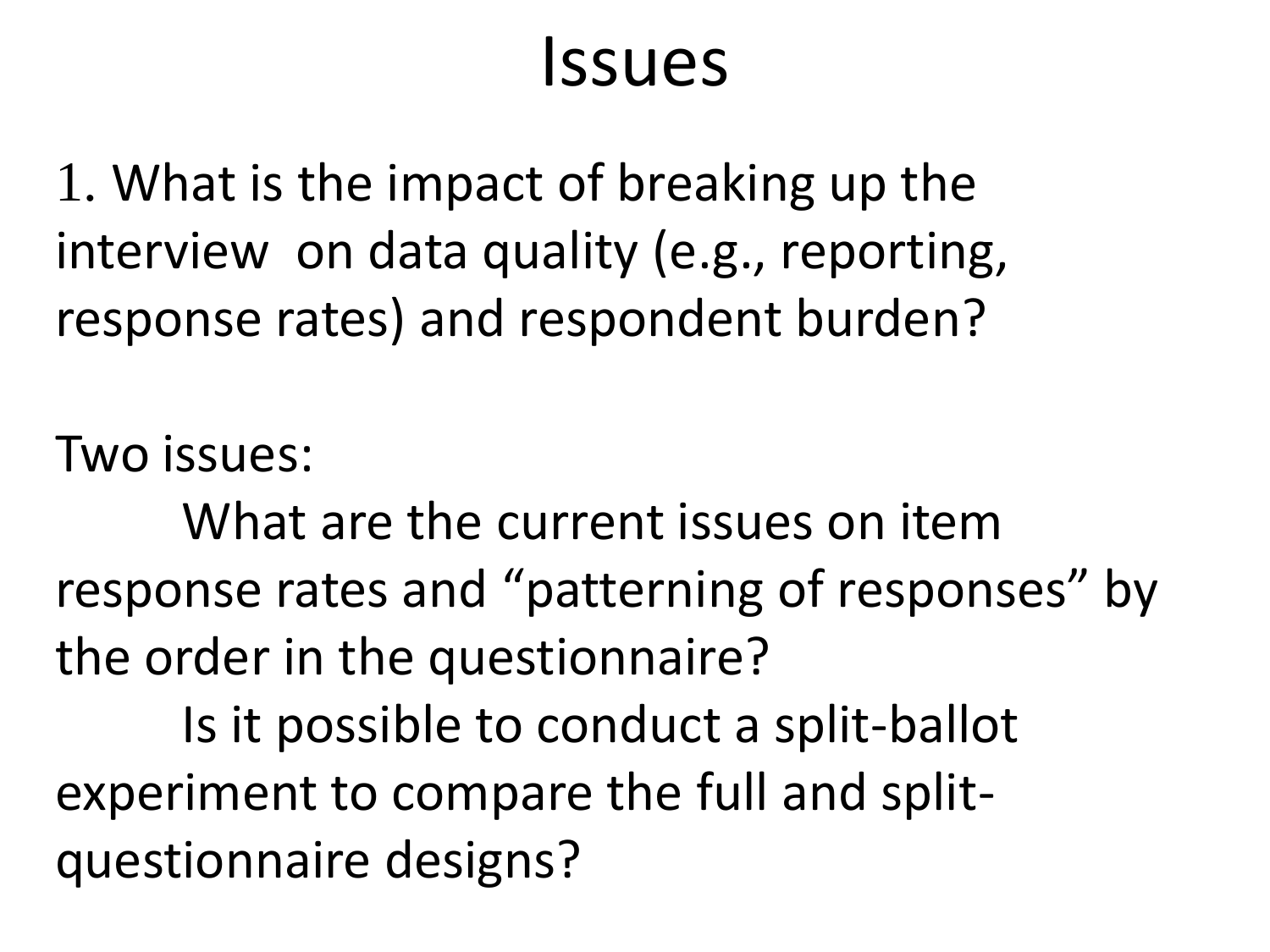# Issues

1. What is the impact of breaking up the interview on data quality (e.g., reporting, response rates) and respondent burden?

Two issues:

What are the current issues on item response rates and "patterning of responses" by the order in the questionnaire?

Is it possible to conduct a split-ballot experiment to compare the full and split-questionnaire designs?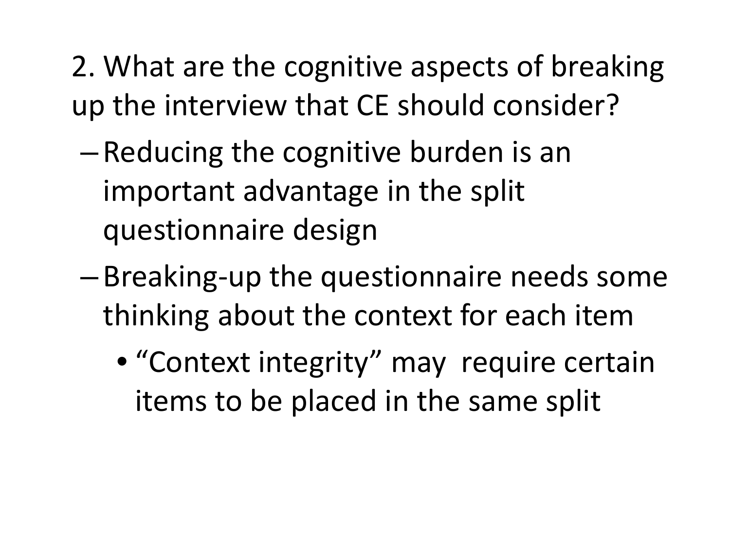2. What are the cognitive aspects of breaking up the interview that CE should consider?

- Reducing the cognitive burden is an important advantage in the split questionnaire design
- Breaking-up the questionnaire needs some thinking about the context for each item
  - "Context integrity" may require certain items to be placed in the same split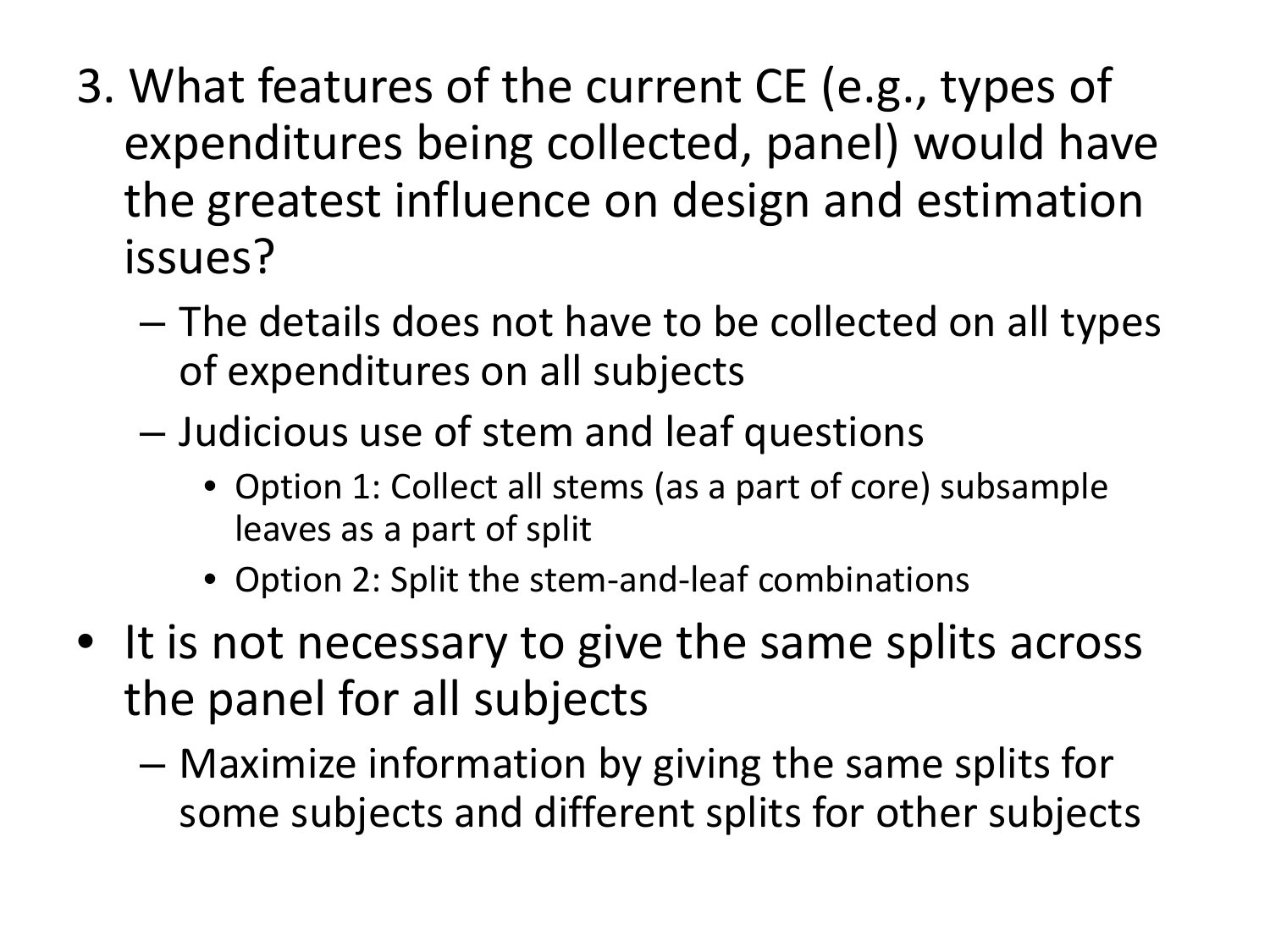3. What features of the current CE (e.g., types of expenditures being collected, panel) would have the greatest influence on design and estimation issues?
   - The details does not have to be collected on all types of expenditures on all subjects
   - Judicious use of stem and leaf questions
     - Option 1: Collect all stems (as a part of core) subsample leaves as a part of split
     - Option 2: Split the stem-and-leaf combinations

- It is not necessary to give the same splits across the panel for all subjects
  - Maximize information by giving the same splits for some subjects and different splits for other subjects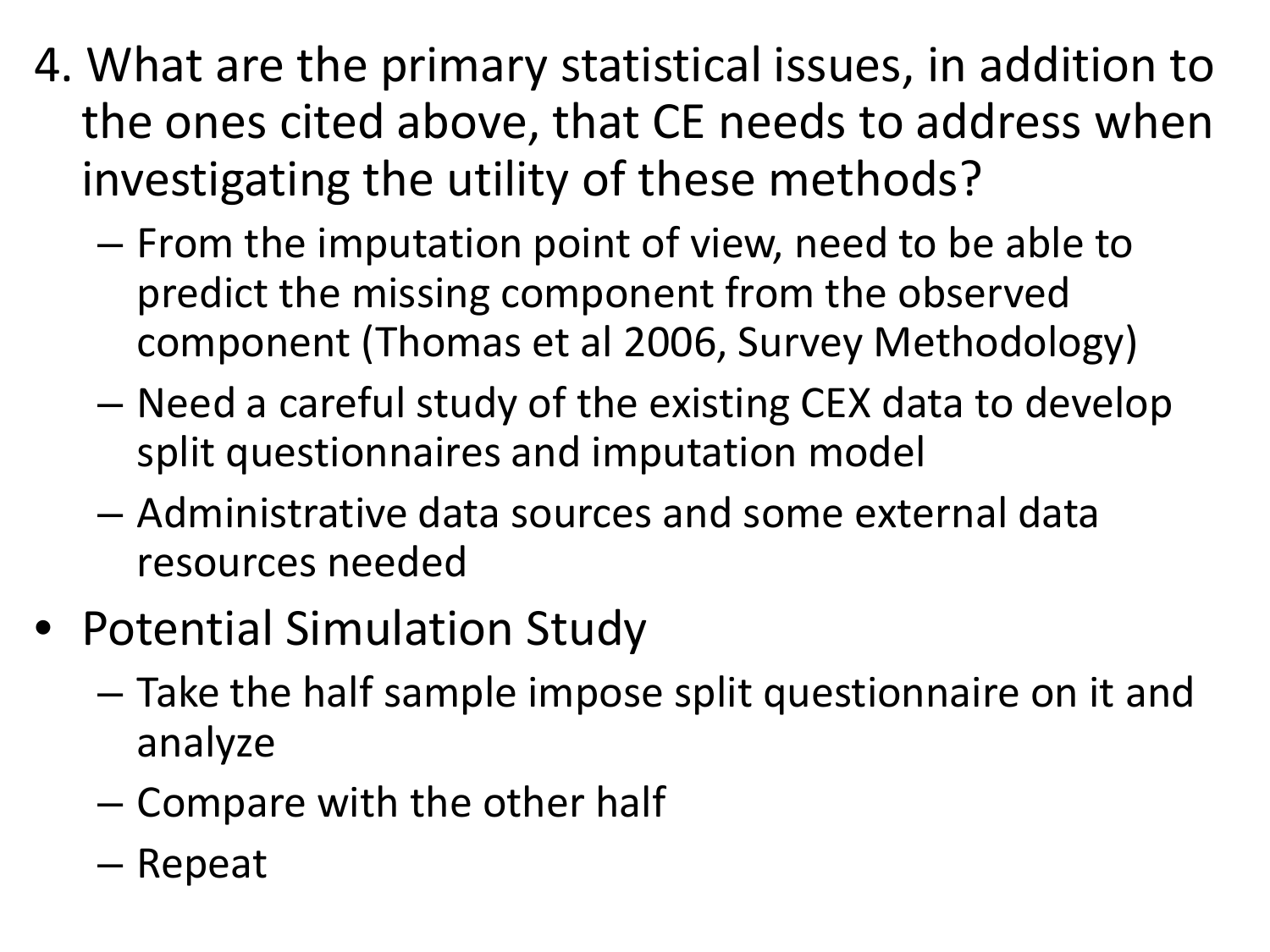4. What are the primary statistical issues, in addition to the ones cited above, that CE needs to address when investigating the utility of these methods?
   - From the imputation point of view, need to be able to predict the missing component from the observed component (Thomas et al 2006, Survey Methodology)
   - Need a careful study of the existing CEX data to develop split questionnaires and imputation model
   - Administrative data sources and some external data resources needed

- Potential Simulation Study
  - Take the half sample impose split questionnaire on it and analyze
  - Compare with the other half
  - Repeat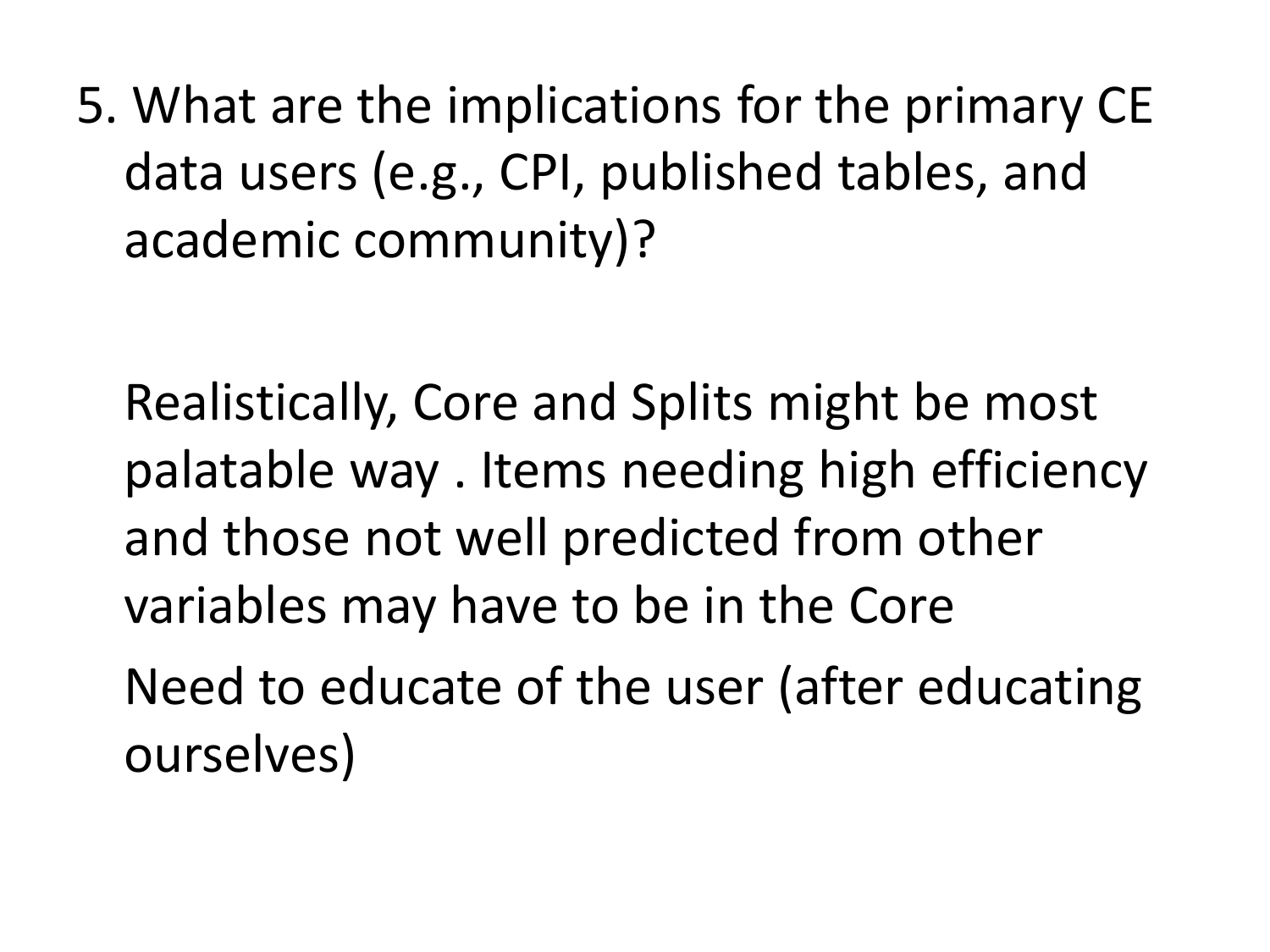5. What are the implications for the primary CE data users (e.g., CPI, published tables, and academic community)?

Realistically, Core and Splits might be most palatable way . Items needing high efficiency and those not well predicted from other variables may have to be in the Core

Need to educate of the user (after educating ourselves)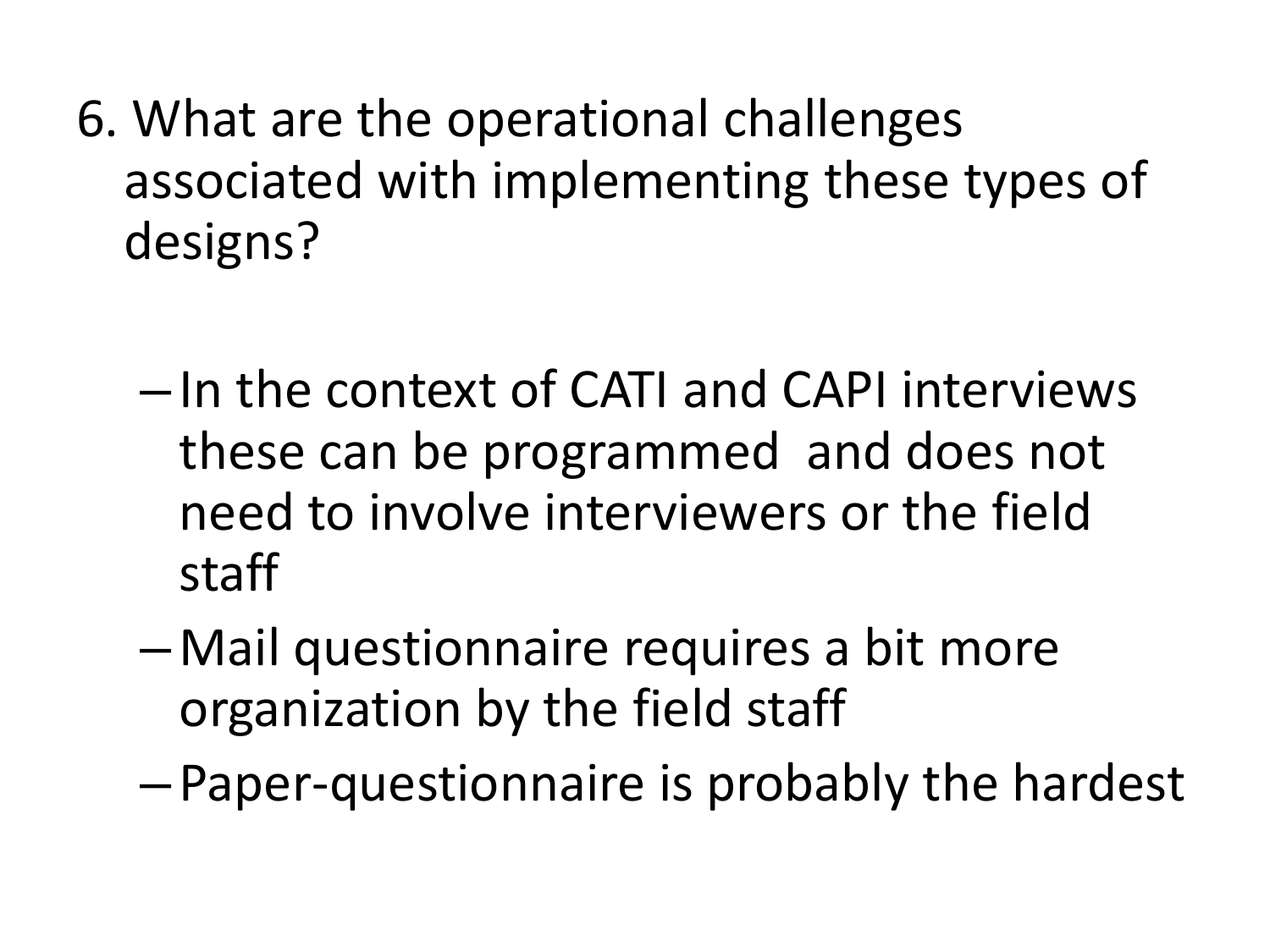6. What are the operational challenges associated with implementing these types of designs?

   - In the context of CATI and CAPI interviews these can be programmed and does not need to involve interviewers or the field staff
   - Mail questionnaire requires a bit more organization by the field staff
   - Paper-questionnaire is probably the hardest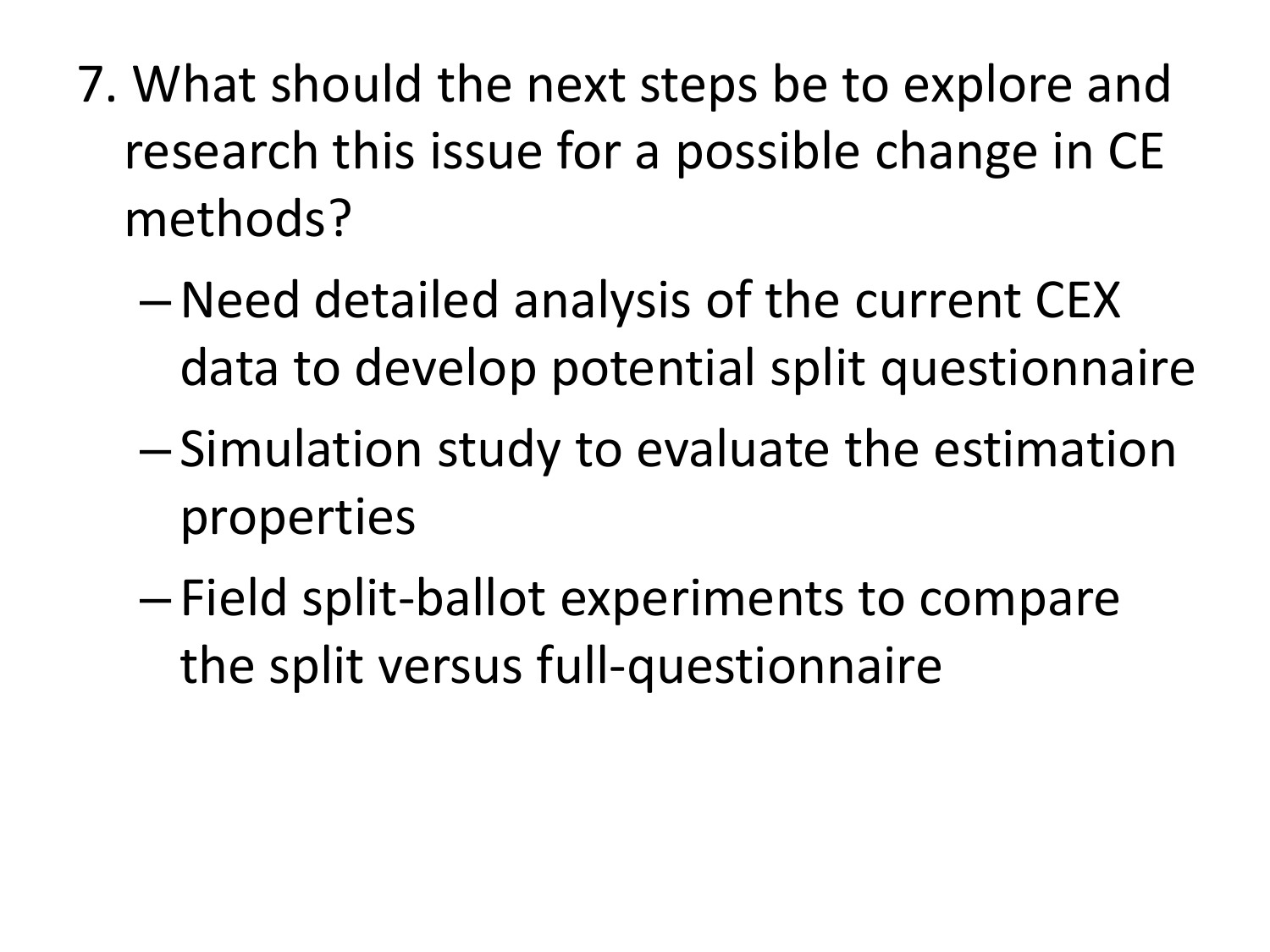7. What should the next steps be to explore and research this issue for a possible change in CE methods?
   - Need detailed analysis of the current CEX data to develop potential split questionnaire
   - Simulation study to evaluate the estimation properties
   - Field split-ballot experiments to compare the split versus full-questionnaire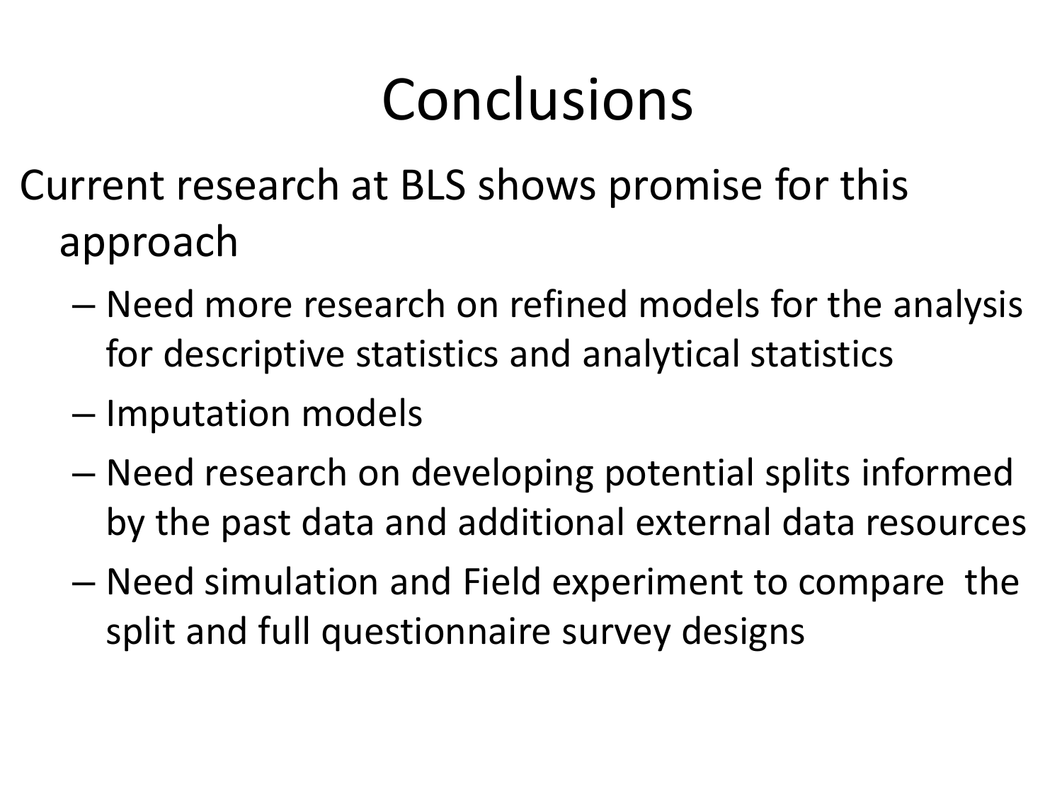# Conclusions

Current research at BLS shows promise for this approach

- Need more research on refined models for the analysis for descriptive statistics and analytical statistics
- Imputation models
- Need research on developing potential splits informed by the past data and additional external data resources
- Need simulation and Field experiment to compare the split and full questionnaire survey designs